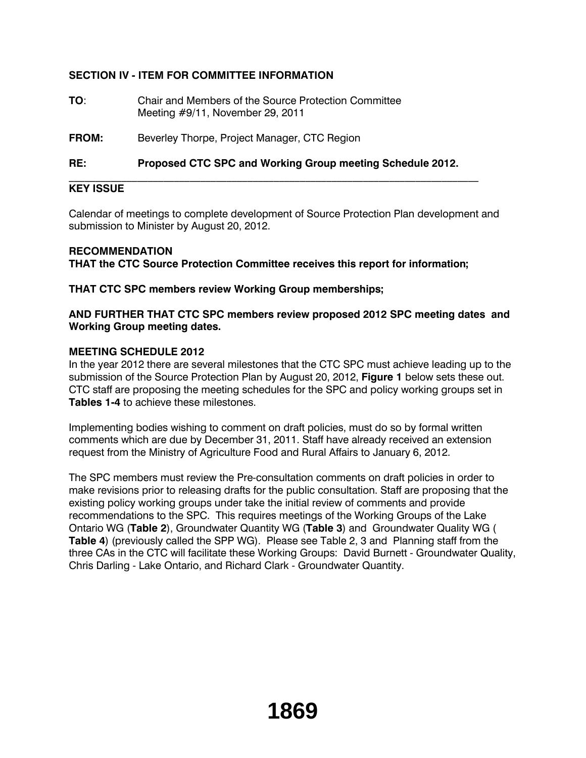**SECTION IV - ITEM FOR COMMITTEE INFORMATION**

**TO**: Chair and Members of the Source Protection Committee
Meeting #9/11, November 29, 2011

**FROM:** Beverley Thorpe, Project Manager, CTC Region

**RE: Proposed CTC SPC and Working Group meeting Schedule 2012.**

---

**KEY ISSUE**

Calendar of meetings to complete development of Source Protection Plan development and submission to Minister by August 20, 2012.

**RECOMMENDATION**
**THAT the CTC Source Protection Committee receives this report for information;**

**THAT CTC SPC members review Working Group memberships;**

**AND FURTHER THAT CTC SPC members review proposed 2012 SPC meeting dates and Working Group meeting dates.**

**MEETING SCHEDULE 2012**
In the year 2012 there are several milestones that the CTC SPC must achieve leading up to the submission of the Source Protection Plan by August 20, 2012, **Figure 1** below sets these out. CTC staff are proposing the meeting schedules for the SPC and policy working groups set in **Tables 1-4** to achieve these milestones.

Implementing bodies wishing to comment on draft policies, must do so by formal written comments which are due by December 31, 2011. Staff have already received an extension request from the Ministry of Agriculture Food and Rural Affairs to January 6, 2012.

The SPC members must review the Pre-consultation comments on draft policies in order to make revisions prior to releasing drafts for the public consultation. Staff are proposing that the existing policy working groups under take the initial review of comments and provide recommendations to the SPC. This requires meetings of the Working Groups of the Lake Ontario WG (**Table 2**), Groundwater Quantity WG (**Table 3**) and Groundwater Quality WG ( **Table 4**) (previously called the SPP WG). Please see Table 2, 3 and Planning staff from the three CAs in the CTC will facilitate these Working Groups: David Burnett - Groundwater Quality, Chris Darling - Lake Ontario, and Richard Clark - Groundwater Quantity.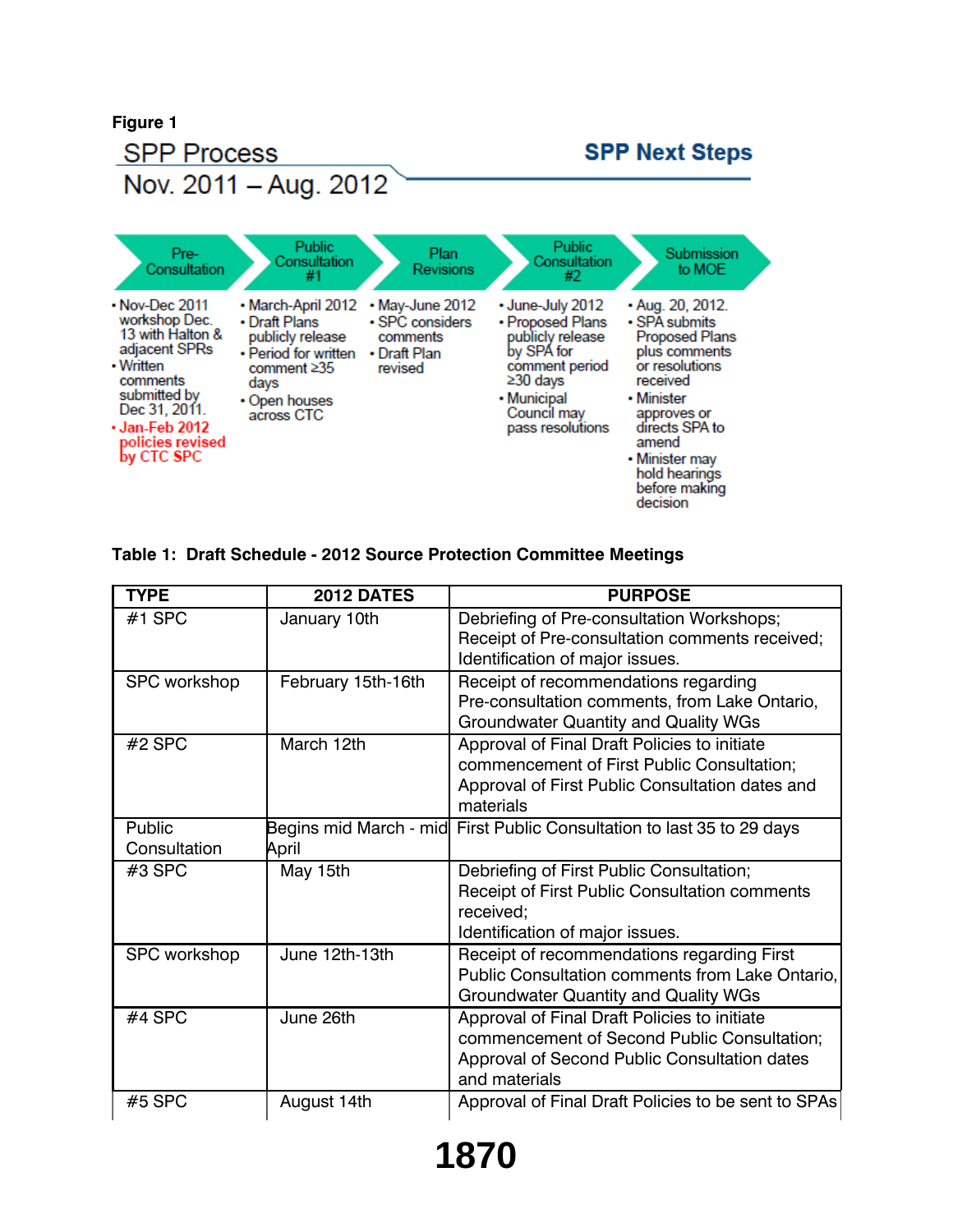**Figure 1**

SPP Process

Nov. 2011 – Aug. 2012

**SPP Next Steps**

| Pre-Consultation | Public Consultation #1 | Plan Revisions | Public Consultation #2 | Submission to MOE |
|---|---|---|---|---|
| • Nov-Dec 2011 workshop Dec. 13 with Halton & adjacent SPRs<br>• Written comments submitted by Dec 31, 2011.<br>• Jan-Feb 2012 policies revised by CTC SPC | • March-April 2012<br>• Draft Plans publicly release<br>• Period for written comment ≥35 days<br>• Open houses across CTC | • May-June 2012<br>• SPC considers comments<br>• Draft Plan revised | • June-July 2012<br>• Proposed Plans publicly release by SPA for comment period ≥30 days<br>• Municipal Council may pass resolutions | • Aug. 20, 2012.<br>• SPA submits Proposed Plans plus comments or resolutions received<br>• Minister approves or directs SPA to amend<br>• Minister may hold hearings before making decision |

**Table 1: Draft Schedule - 2012 Source Protection Committee Meetings**

| TYPE | 2012 DATES | PURPOSE |
|---|---|---|
| #1 SPC | January 10th | Debriefing of Pre-consultation Workshops;<br>Receipt of Pre-consultation comments received;<br>Identification of major issues. |
| SPC workshop | February 15th-16th | Receipt of recommendations regarding Pre-consultation comments, from Lake Ontario, Groundwater Quantity and Quality WGs |
| #2 SPC | March 12th | Approval of Final Draft Policies to initiate commencement of First Public Consultation;<br>Approval of First Public Consultation dates and materials |
| Public Consultation | Begins mid March - mid April | First Public Consultation to last 35 to 29 days |
| #3 SPC | May 15th | Debriefing of First Public Consultation;<br>Receipt of First Public Consultation comments received;<br>Identification of major issues. |
| SPC workshop | June 12th-13th | Receipt of recommendations regarding First Public Consultation comments from Lake Ontario, Groundwater Quantity and Quality WGs |
| #4 SPC | June 26th | Approval of Final Draft Policies to initiate commencement of Second Public Consultation;<br>Approval of Second Public Consultation dates and materials |
| #5 SPC | August 14th | Approval of Final Draft Policies to be sent to SPAs |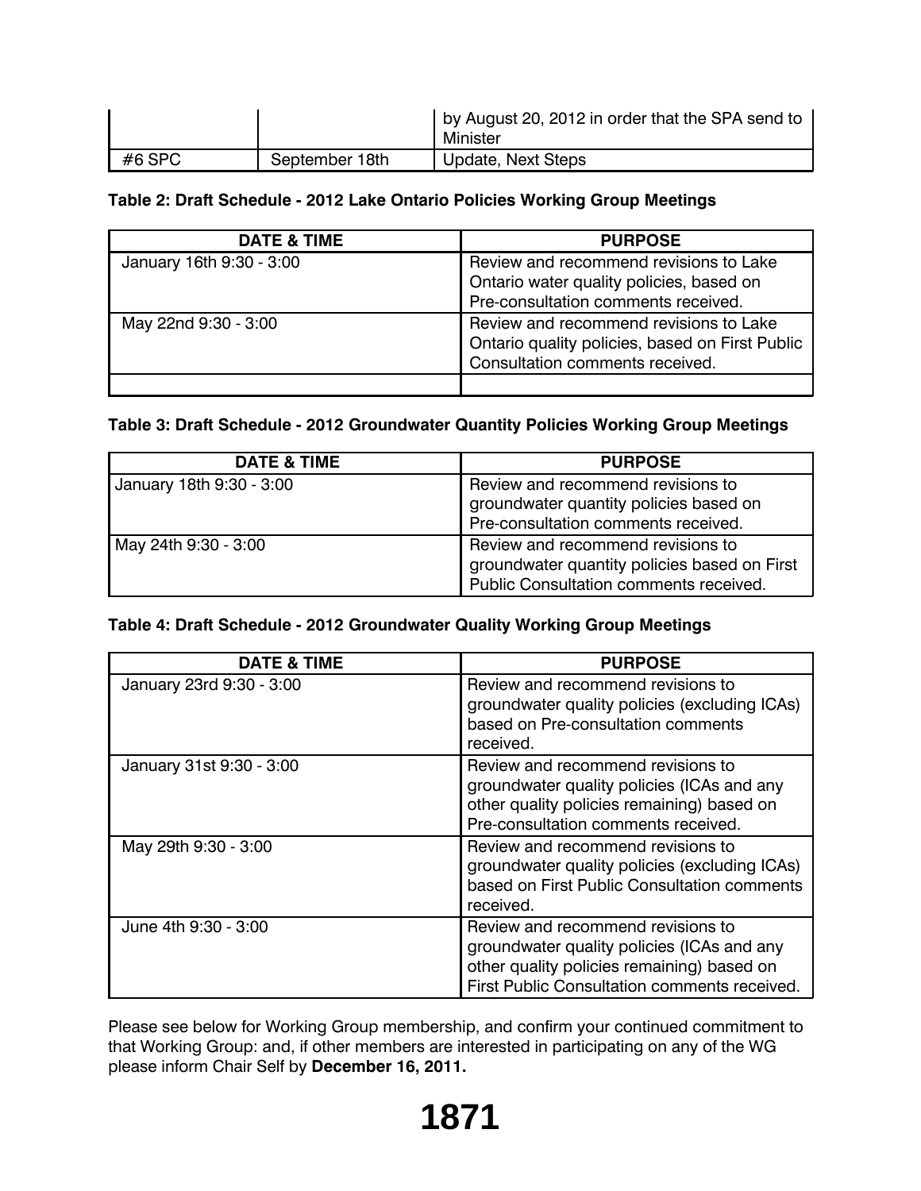|  |  | by August 20, 2012 in order that the SPA send to Minister |
| --- | --- | --- |
| #6 SPC | September 18th | Update, Next Steps |

**Table 2: Draft Schedule - 2012 Lake Ontario Policies Working Group Meetings**

| DATE & TIME | PURPOSE |
| --- | --- |
| January 16th 9:30 - 3:00 | Review and recommend revisions to Lake Ontario water quality policies, based on Pre-consultation comments received. |
| May 22nd 9:30 - 3:00 | Review and recommend revisions to Lake Ontario quality policies, based on First Public Consultation comments received. |
|  |  |

**Table 3: Draft Schedule - 2012 Groundwater Quantity Policies Working Group Meetings**

| DATE & TIME | PURPOSE |
| --- | --- |
| January 18th 9:30 - 3:00 | Review and recommend revisions to groundwater quantity policies based on Pre-consultation comments received. |
| May 24th 9:30 - 3:00 | Review and recommend revisions to groundwater quantity policies based on First Public Consultation comments received. |

**Table 4: Draft Schedule - 2012 Groundwater Quality Working Group Meetings**

| DATE & TIME | PURPOSE |
| --- | --- |
| January 23rd 9:30 - 3:00 | Review and recommend revisions to groundwater quality policies (excluding ICAs) based on Pre-consultation comments received. |
| January 31st 9:30 - 3:00 | Review and recommend revisions to groundwater quality policies (ICAs and any other quality policies remaining) based on Pre-consultation comments received. |
| May 29th 9:30 - 3:00 | Review and recommend revisions to groundwater quality policies (excluding ICAs) based on First Public Consultation comments received. |
| June 4th 9:30 - 3:00 | Review and recommend revisions to groundwater quality policies (ICAs and any other quality policies remaining) based on First Public Consultation comments received. |

Please see below for Working Group membership, and confirm your continued commitment to that Working Group: and, if other members are interested in participating on any of the WG please inform Chair Self by **December 16, 2011.**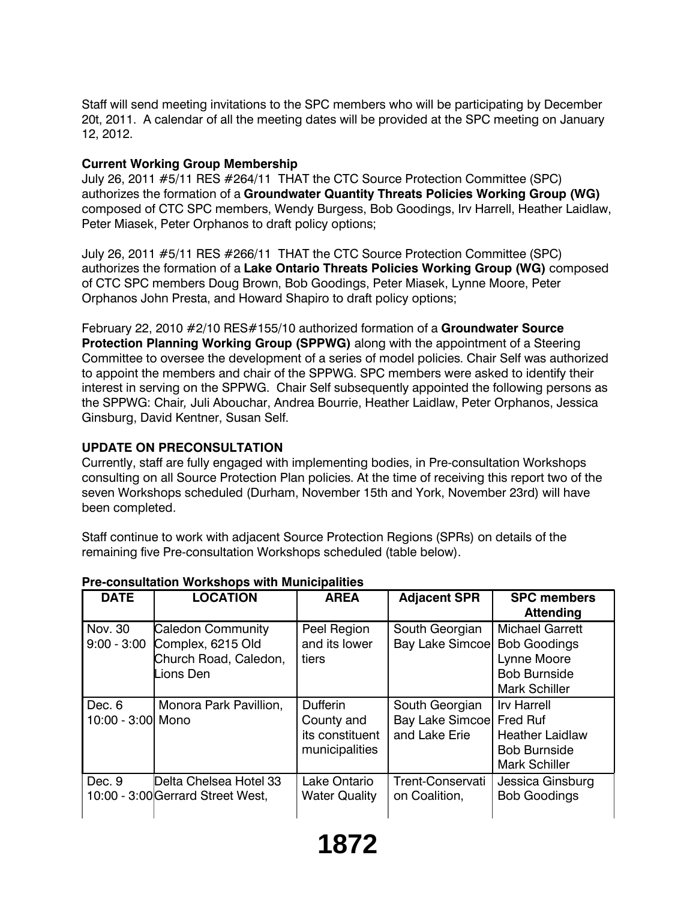Staff will send meeting invitations to the SPC members who will be participating by December 20t, 2011. A calendar of all the meeting dates will be provided at the SPC meeting on January 12, 2012.

**Current Working Group Membership**

July 26, 2011 #5/11 RES #264/11 THAT the CTC Source Protection Committee (SPC) authorizes the formation of a **Groundwater Quantity Threats Policies Working Group (WG)** composed of CTC SPC members, Wendy Burgess, Bob Goodings, Irv Harrell, Heather Laidlaw, Peter Miasek, Peter Orphanos to draft policy options;

July 26, 2011 #5/11 RES #266/11 THAT the CTC Source Protection Committee (SPC) authorizes the formation of a **Lake Ontario Threats Policies Working Group (WG)** composed of CTC SPC members Doug Brown, Bob Goodings, Peter Miasek, Lynne Moore, Peter Orphanos John Presta, and Howard Shapiro to draft policy options;

February 22, 2010 #2/10 RES#155/10 authorized formation of a **Groundwater Source Protection Planning Working Group (SPPWG)** along with the appointment of a Steering Committee to oversee the development of a series of model policies. Chair Self was authorized to appoint the members and chair of the SPPWG. SPC members were asked to identify their interest in serving on the SPPWG. Chair Self subsequently appointed the following persons as the SPPWG: Chair*,* Juli Abouchar, Andrea Bourrie, Heather Laidlaw, Peter Orphanos, Jessica Ginsburg, David Kentner, Susan Self.

**UPDATE ON PRECONSULTATION**

Currently, staff are fully engaged with implementing bodies, in Pre-consultation Workshops consulting on all Source Protection Plan policies. At the time of receiving this report two of the seven Workshops scheduled (Durham, November 15th and York, November 23rd) will have been completed.

Staff continue to work with adjacent Source Protection Regions (SPRs) on details of the remaining five Pre-consultation Workshops scheduled (table below).

**Pre-consultation Workshops with Municipalities**

| DATE | LOCATION | AREA | Adjacent SPR | SPC members Attending |
|---|---|---|---|---|
| Nov. 30 9:00 - 3:00 | Caledon Community Complex, 6215 Old Church Road, Caledon, Lions Den | Peel Region and its lower tiers | South Georgian Bay Lake Simcoe | Michael Garrett Bob Goodings Lynne Moore Bob Burnside Mark Schiller |
| Dec. 6 10:00 - 3:00 | Monora Park Pavillion, Mono | Dufferin County and its constituent municipalities | South Georgian Bay Lake Simcoe and Lake Erie | Irv Harrell Fred Ruf Heather Laidlaw Bob Burnside Mark Schiller |
| Dec. 9 10:00 - 3:00 | Delta Chelsea Hotel 33 Gerrard Street West, | Lake Ontario Water Quality | Trent-Conservation Coalition, | Jessica Ginsburg Bob Goodings |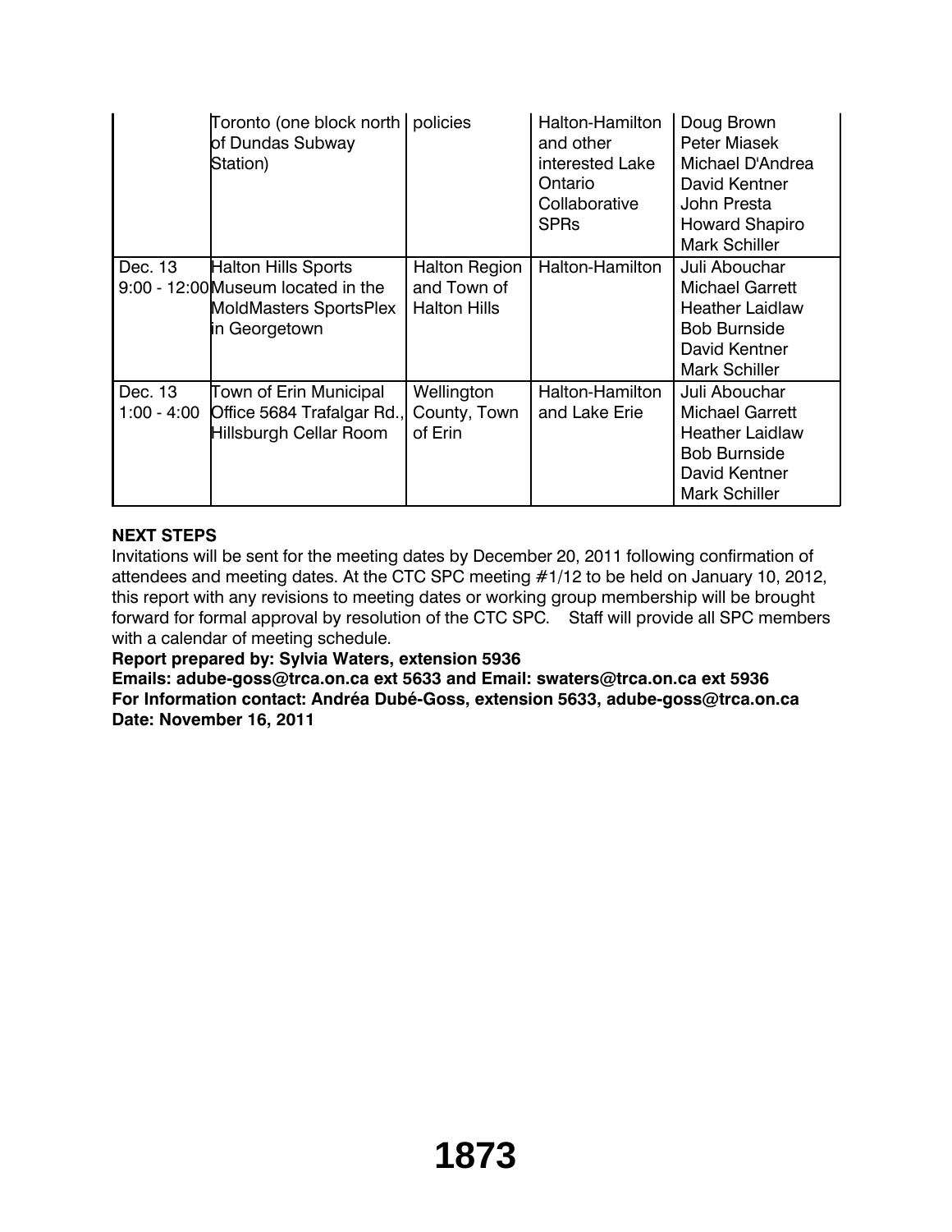| | | | | |
|---|---|---|---|---|
| | Toronto (one block north of Dundas Subway Station) | policies | Halton-Hamilton and other interested Lake Ontario Collaborative SPRs | Doug Brown<br>Peter Miasek<br>Michael D'Andrea<br>David Kentner<br>John Presta<br>Howard Shapiro<br>Mark Schiller |
| Dec. 13<br>9:00 - 12:00 | Halton Hills Sports Museum located in the MoldMasters SportsPlex in Georgetown | Halton Region and Town of Halton Hills | Halton-Hamilton | Juli Abouchar<br>Michael Garrett<br>Heather Laidlaw<br>Bob Burnside<br>David Kentner<br>Mark Schiller |
| Dec. 13<br>1:00 - 4:00 | Town of Erin Municipal Office 5684 Trafalgar Rd., Hillsburgh Cellar Room | Wellington County, Town of Erin | Halton-Hamilton and Lake Erie | Juli Abouchar<br>Michael Garrett<br>Heather Laidlaw<br>Bob Burnside<br>David Kentner<br>Mark Schiller |

**NEXT STEPS**

Invitations will be sent for the meeting dates by December 20, 2011 following confirmation of attendees and meeting dates. At the CTC SPC meeting #1/12 to be held on January 10, 2012, this report with any revisions to meeting dates or working group membership will be brought forward for formal approval by resolution of the CTC SPC. Staff will provide all SPC members with a calendar of meeting schedule.

**Report prepared by: Sylvia Waters, extension 5936**
**Emails: adube-goss@trca.on.ca ext 5633 and Email: swaters@trca.on.ca ext 5936**
**For Information contact: Andréa Dubé-Goss, extension 5633, adube-goss@trca.on.ca**
**Date: November 16, 2011**